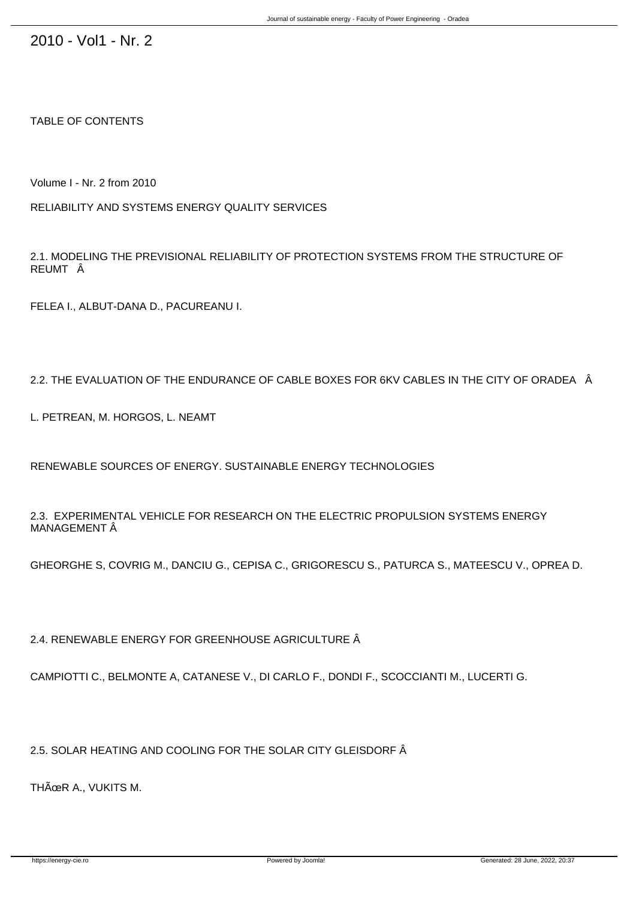# 2010 - Vol1 - Nr. 2

TABLE OF CONTENTS

Volume I - Nr. 2 from 2010

RELIABILITY AND SYSTEMS ENERGY QUALITY SERVICES

2.1. MODELING THE PREVISIONAL RELIABILITY OF PROTECTION SYSTEMS FROM THE STRUCTURE OF REUMT Â

FELEA I., ALBUT-DANA D., PACUREANU I.

2.2. THE EVALUATION OF THE ENDURANCE OF CABLE BOXES FOR 6KV CABLES IN THE CITY OF ORADEA Â

L. PETREAN, M. HORGOS, L. NEAMT

RENEWABLE SOURCES OF ENERGY. SUSTAINABLE ENERGY TECHNOLOGIES

2.3. EXPERIMENTAL VEHICLE FOR RESEARCH ON THE ELECTRIC PROPULSION SYSTEMS ENERGY MANAGEMENT Â

GHEORGHE S, COVRIG M., DANCIU G., CEPISA C., GRIGORESCU S., PATURCA S., MATEESCU V., OPREA D.

2.4. RENEWABLE ENERGY FOR GREENHOUSE AGRICULTURE Â

CAMPIOTTI C., BELMONTE A, CATANESE V., DI CARLO F., DONDI F., SCOCCIANTI M., LUCERTI G.

2.5. SOLAR HEATING AND COOLING FOR THE SOLAR CITY GLEISDORF Â

THÃœR A., VUKITS M.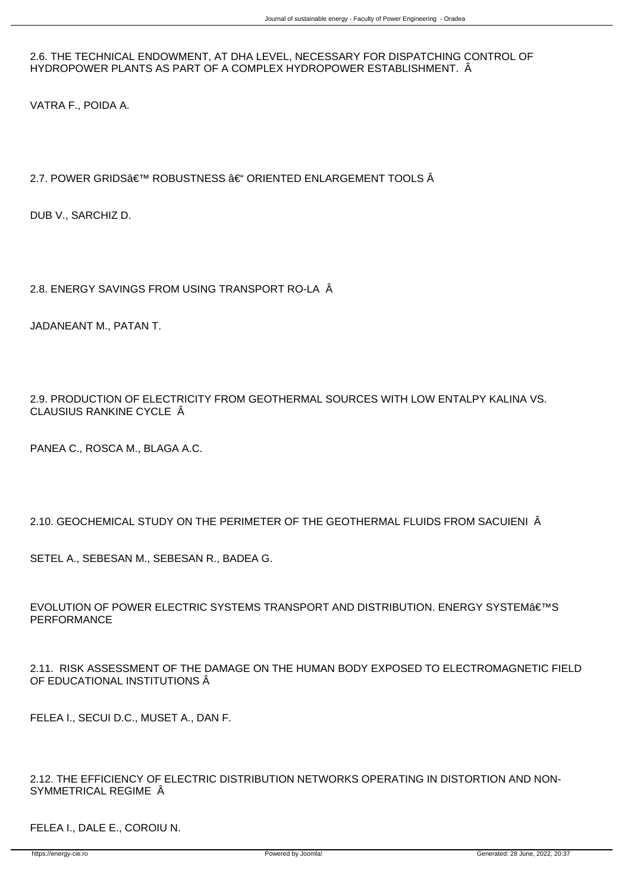2.6. THE TECHNICAL ENDOWMENT, AT DHA LEVEL, NECESSARY FOR DISPATCHING CONTROL OF HYDROPOWER PLANTS AS PART OF A COMPLEX HYDROPOWER ESTABLISHMENT. Â

VATRA F., POIDA A.

2.7. POWER GRIDSâ€™ ROBUSTNESS â€“ ORIENTED ENLARGEMENT TOOLS Â

DUB V., SARCHIZ D.

2.8. ENERGY SAVINGS FROM USING TRANSPORT RO-LA Â

JADANEANT M., PATAN T.

2.9. PRODUCTION OF ELECTRICITY FROM GEOTHERMAL SOURCES WITH LOW ENTALPY KALINA VS. CLAUSIUS RANKINE CYCLE Â

PANEA C., ROSCA M., BLAGA A.C.

2.10. GEOCHEMICAL STUDY ON THE PERIMETER OF THE GEOTHERMAL FLUIDS FROM SACUIENI Â

SETEL A., SEBESAN M., SEBESAN R., BADEA G.

EVOLUTION OF POWER ELECTRIC SYSTEMS TRANSPORT AND DISTRIBUTION. ENERGY SYSTEMâ€™S PERFORMANCE

2.11. RISK ASSESSMENT OF THE DAMAGE ON THE HUMAN BODY EXPOSED TO ELECTROMAGNETIC FIELD OF EDUCATIONAL INSTITUTIONS Â

FELEA I., SECUI D.C., MUSET A., DAN F.

2.12. THE EFFICIENCY OF ELECTRIC DISTRIBUTION NETWORKS OPERATING IN DISTORTION AND NON-SYMMETRICAL REGIME Â

FELEA I., DALE E., COROIU N.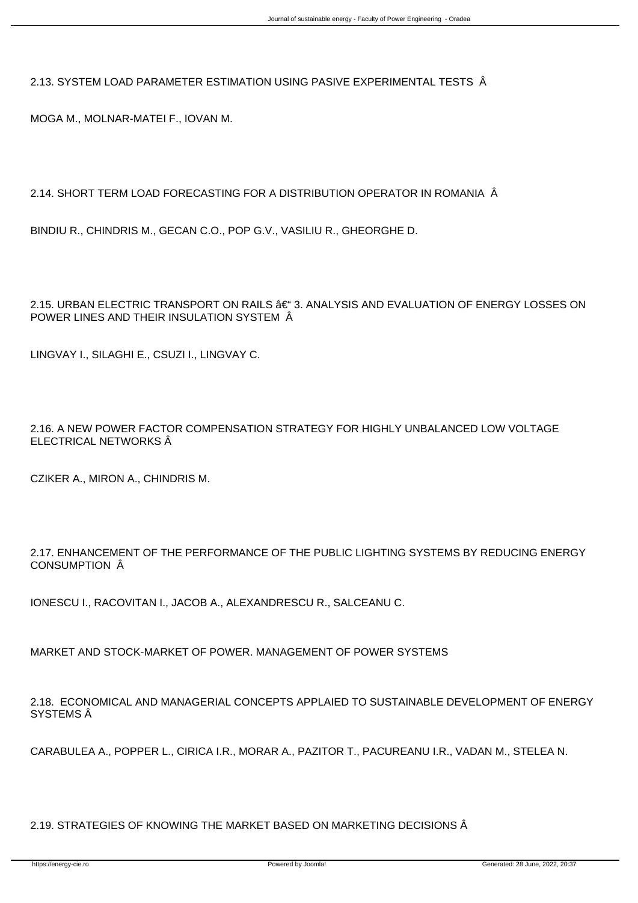2.13. SYSTEM LOAD PARAMETER ESTIMATION USING PASIVE EXPERIMENTAL TESTS Â

MOGA M., MOLNAR-MATEI F., IOVAN M.

2.14. SHORT TERM LOAD FORECASTING FOR A DISTRIBUTION OPERATOR IN ROMANIA Â

BINDIU R., CHINDRIS M., GECAN C.O., POP G.V., VASILIU R., GHEORGHE D.

2.15. URBAN ELECTRIC TRANSPORT ON RAILS â€“ 3. ANALYSIS AND EVALUATION OF ENERGY LOSSES ON POWER LINES AND THEIR INSULATION SYSTEM Â

LINGVAY I., SILAGHI E., CSUZI I., LINGVAY C.

2.16. A NEW POWER FACTOR COMPENSATION STRATEGY FOR HIGHLY UNBALANCED LOW VOLTAGE ELECTRICAL NETWORKS Â

CZIKER A., MIRON A., CHINDRIS M.

2.17. ENHANCEMENT OF THE PERFORMANCE OF THE PUBLIC LIGHTING SYSTEMS BY REDUCING ENERGY CONSUMPTION Â

IONESCU I., RACOVITAN I., JACOB A., ALEXANDRESCU R., SALCEANU C.

MARKET AND STOCK-MARKET OF POWER. MANAGEMENT OF POWER SYSTEMS

2.18. ECONOMICAL AND MANAGERIAL CONCEPTS APPLAIED TO SUSTAINABLE DEVELOPMENT OF ENERGY SYSTEMS Â

CARABULEA A., POPPER L., CIRICA I.R., MORAR A., PAZITOR T., PACUREANU I.R., VADAN M., STELEA N.

2.19. STRATEGIES OF KNOWING THE MARKET BASED ON MARKETING DECISIONS Â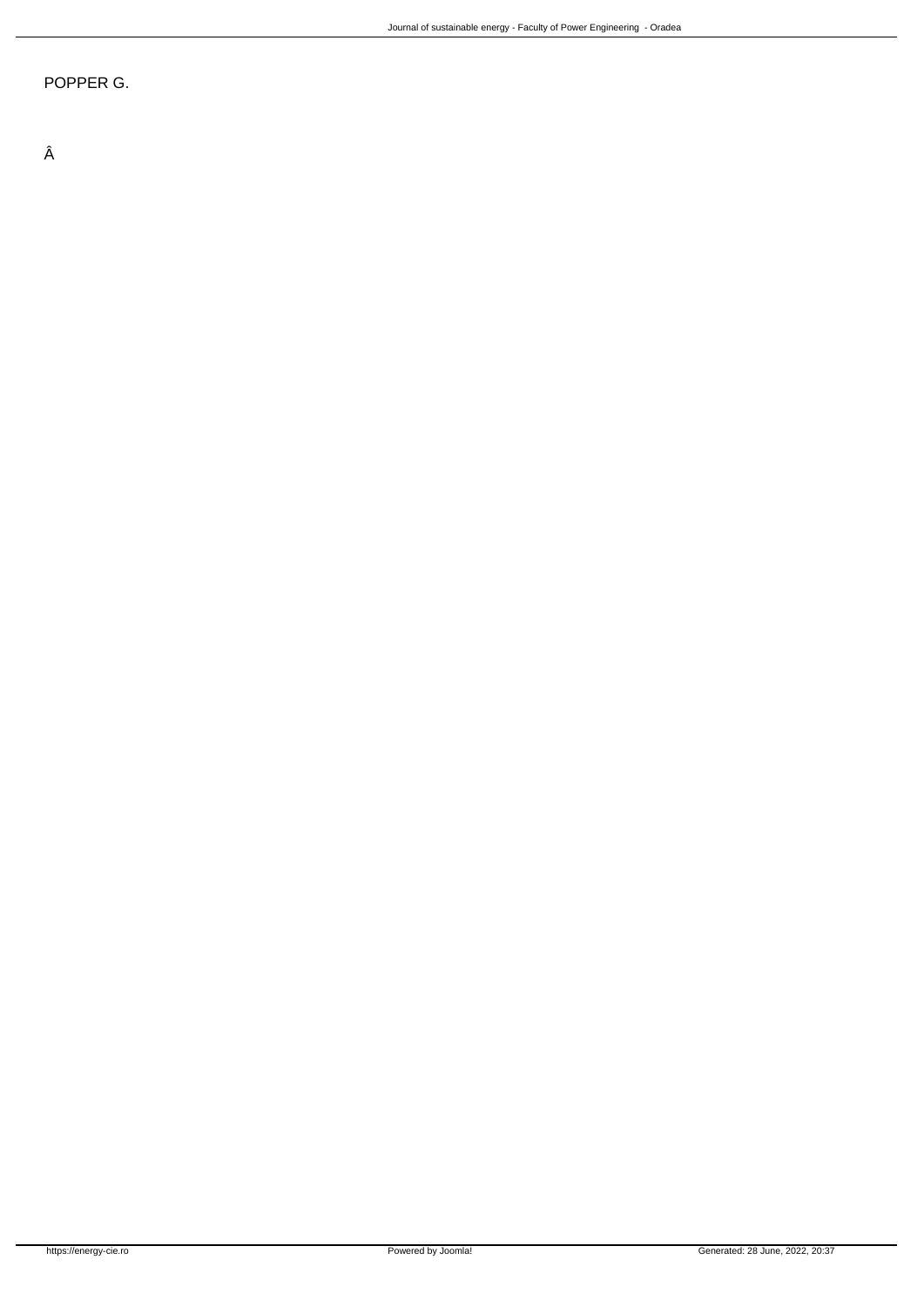POPPER G.

Â